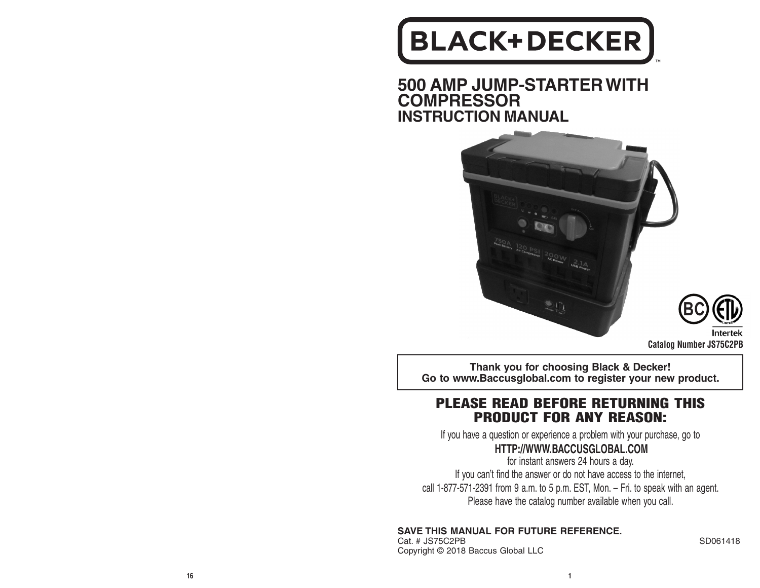# BLACK+DECKER

## 500 AMP JUMP-STARTER WITH COMPRESSOR
## INSTRUCTION MANUAL

Intertek

**Catalog Number JS75C2PB**

**Thank you for choosing Black & Decker!**
**Go to www.Baccusglobal.com to register your new product.**

## PLEASE READ BEFORE RETURNING THIS PRODUCT FOR ANY REASON:

If you have a question or experience a problem with your purchase, go to

**HTTP://WWW.BACCUSGLOBAL.COM**

for instant answers 24 hours a day.

If you can't find the answer or do not have access to the internet, call 1-877-571-2391 from 9 a.m. to 5 p.m. EST, Mon. – Fri. to speak with an agent. Please have the catalog number available when you call.

**SAVE THIS MANUAL FOR FUTURE REFERENCE.**

Cat. # JS75C2PB

SD061418

Copyright © 2018 Baccus Global LLC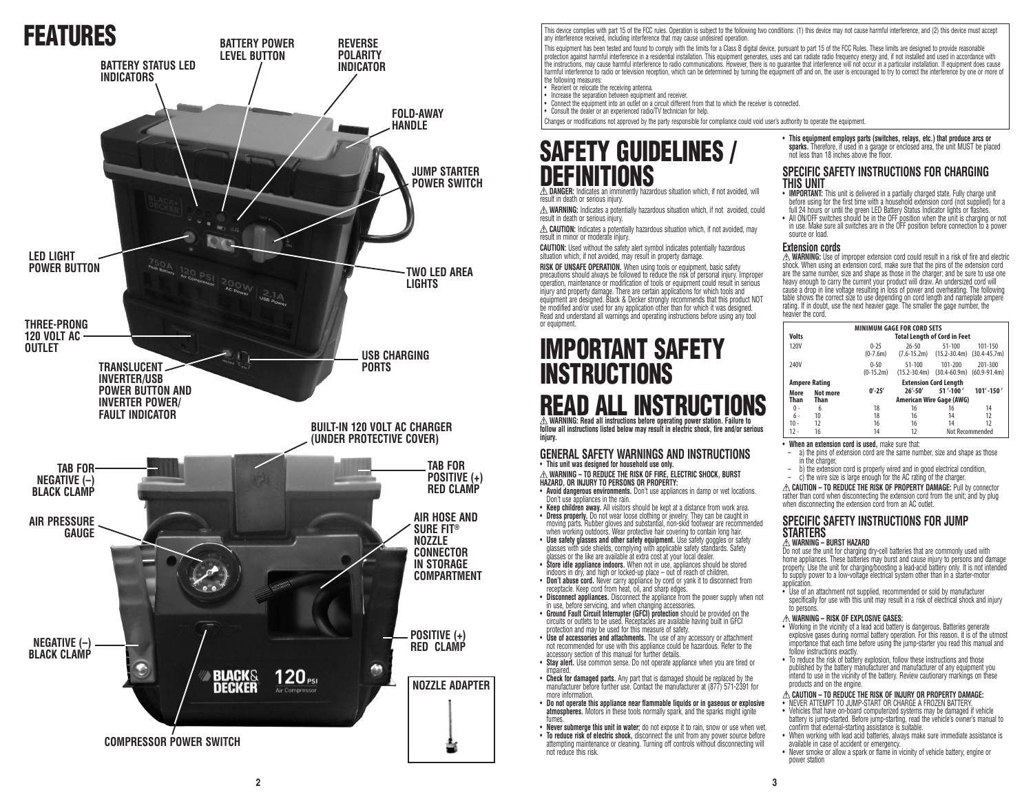# FEATURES

- BATTERY STATUS LED INDICATORS
- BATTERY POWER LEVEL BUTTON
- REVERSE POLARITY INDICATOR
- FOLD-AWAY HANDLE
- JUMP STARTER POWER SWITCH
- LED LIGHT POWER BUTTON
- TWO LED AREA LIGHTS
- THREE-PRONG 120 VOLT AC OUTLET
- TRANSLUCENT INVERTER/USB POWER BUTTON AND INVERTER POWER/ FAULT INDICATOR
- USB CHARGING PORTS
- BUILT-IN 120 VOLT AC CHARGER (UNDER PROTECTIVE COVER)
- TAB FOR NEGATIVE (–) BLACK CLAMP
- TAB FOR POSITIVE (+) RED CLAMP
- AIR PRESSURE GAUGE
- AIR HOSE AND SURE FIT® NOZZLE CONNECTOR IN STORAGE COMPARTMENT
- NEGATIVE (–) BLACK CLAMP
- POSITIVE (+) RED CLAMP
- NOZZLE ADAPTER
- COMPRESSOR POWER SWITCH

This device complies with part 15 of the FCC rules. Operation is subject to the following two conditions: (1) this device may not cause harmful interference, and (2) this device must accept any interference received, including interference that may cause undesired operation.

This equipment has been tested and found to comply with the limits for a Class B digital device, pursuant to part 15 of the FCC Rules. These limits are designed to provide reasonable protection against harmful interference in a residential installation. This equipment generates, uses and can radiate radio frequency energy and, if not installed and used in accordance with the instructions, may cause harmful interference to radio communications. However, there is no guarantee that interference will not occur in a particular installation. If equipment does cause harmful interference to radio or television reception, which can be determined by turning the equipment off and on, the user is encouraged to try to correct the interference by one or more of the following measures:
- Reorient or relocate the receiving antenna.
- Increase the separation between equipment and receiver.
- Connect the equipment into an outlet on a circuit different from that to which the receiver is connected.
- Consult the dealer or an experienced radio/TV technician for help.

Changes or modifications not approved by the party responsible for compliance could void user's authority to operate the equipment.

# SAFETY GUIDELINES / DEFINITIONS

⚠ **DANGER:** Indicates an imminently hazardous situation which, if not avoided, will result in death or serious injury.

⚠ **WARNING:** Indicates a potentially hazardous situation which, if not avoided, could result in death or serious injury.

⚠ **CAUTION:** Indicates a potentially hazardous situation which, if not avoided, may result in minor or moderate injury.

**CAUTION:** Used without the safety alert symbol indicates potentially hazardous situation which, if not avoided, may result in property damage.

**RISK OF UNSAFE OPERATION.** When using tools or equipment, basic safety precautions should always be followed to reduce the risk of personal injury. Improper operation, maintenance or modification of tools or equipment could result in serious injury and property damage. There are certain applications for which tools and equipment are designed. Black & Decker strongly recommends that this product NOT be modified and/or used for any application other than for which it was designed. Read and understand all warnings and operating instructions before using any tool or equipment.

# IMPORTANT SAFETY INSTRUCTIONS

# READ ALL INSTRUCTIONS

⚠ **WARNING: Read all instructions before operating power station. Failure to follow all instructions listed below may result in electric shock, fire and/or serious injury.**

## GENERAL SAFETY WARNINGS AND INSTRUCTIONS

- **This unit was designed for household use only.**

⚠ **WARNING – TO REDUCE THE RISK OF FIRE, ELECTRIC SHOCK, BURST HAZARD, OR INJURY TO PERSONS OR PROPERTY:**

- **Avoid dangerous environments.** Don't use appliances in damp or wet locations. Don't use appliances in the rain.
- **Keep children away.** All visitors should be kept at a distance from work area.
- **Dress properly.** Do not wear loose clothing or jewelry. They can be caught in moving parts. Rubber gloves and substantial, non-skid footwear are recommended when working outdoors. Wear protective hair covering to contain long hair.
- **Use safety glasses and other safety equipment.** Use safety goggles or safety glasses with side shields, complying with applicable safety standards. Safety glasses or the like are available at extra cost at your local dealer.
- **Store idle appliance indoors.** When not in use, appliances should be stored indoors in dry, and high or locked-up place – out of reach of children.
- **Don't abuse cord.** Never carry appliance by cord or yank it to disconnect from receptacle. Keep cord from heat, oil, and sharp edges.
- **Disconnect appliances.** Disconnect the appliance from the power supply when not in use, before servicing, and when changing accessories.
- **Ground Fault Circuit Interrupter (GFCI) protection** should be provided on the circuits or outlets to be used. Receptacles are available having built in GFCI protection and may be used for this measure of safety.
- **Use of accessories and attachments.** The use of any accessory or attachment not recommended for use with this appliance could be hazardous. Refer to the accessory section of this manual for further details.
- **Stay alert.** Use common sense. Do not operate appliance when you are tired or impaired.
- **Check for damaged parts.** Any part that is damaged should be replaced by the manufacturer before further use. Contact the manufacturer at (877) 571-2391 for more information.
- **Do not operate this appliance near flammable liquids or in gaseous or explosive atmospheres.** Motors in these tools normally spark, and the sparks might ignite fumes.
- **Never submerge this unit in water;** do not expose it to rain, snow or use when wet.
- **To reduce risk of electric shock,** disconnect the unit from any power source before attempting maintenance or cleaning. Turning off controls without disconnecting will not reduce this risk.
- **This equipment employs parts (switches, relays, etc.) that produce arcs or sparks.** Therefore, if used in a garage or enclosed area, the unit MUST be placed not less than 18 inches above the floor.

## SPECIFIC SAFETY INSTRUCTIONS FOR CHARGING THIS UNIT

- **IMPORTANT:** This unit is delivered in a partially charged state. Fully charge unit before using for the first time with a household extension cord (not supplied) for a full 24 hours or until the green LED Battery Status Indicator lights or flashes.
- All ON/OFF switches should be in the OFF position when the unit is charging or not in use. Make sure all switches are in the OFF position before connection to a power source or load.

### Extension cords

⚠ **WARNING:** Use of improper extension cord could result in a risk of fire and electric shock. When using an extension cord, make sure that the pins of the extension cord are the same number, size and shape as those in the charger, and be sure to use one heavy enough to carry the current your product will draw. An undersized cord will cause a drop in line voltage resulting in loss of power and overheating. The following table shows the correct size to use depending on cord length and nameplate ampere rating. If in doubt, use the next heavier gage. The smaller the gage number, the heavier the cord.

| MINIMUM GAGE FOR CORD SETS | | | | | |
|---|---|---|---|---|---|
| Volts | | Total Length of Cord in Feet | | | |
| 120V | | 0-25 (0-7.6m) | 26-50 (7.6-15.2m) | 51-100 (15.2-30.4m) | 101-150 (30.4-45.7m) |
| 240V | | 0-50 (0-15.2m) | 51-100 (15.2-30.4m) | 101-200 (30.4-60.9m) | 201-300 (60.9-91.4m) |
| Ampere Rating | | Extension Cord Length | | | |
| More Than | Not more Than | 0′-25′ | 26′-50′ | 51′-100′ | 101′-150′ |
| | | American Wire Gage (AWG) | | | |
| 0 - | 6 | 18 | 16 | 16 | 14 |
| 6 - | 10 | 18 | 16 | 14 | 12 |
| 10 - | 12 | 16 | 16 | 14 | 12 |
| 12 - | 16 | 14 | 12 | Not Recommended | |

- **When an extension cord is used,** make sure that:
  - a) the pins of extension cord are the same number, size and shape as those in the charger,
  - b) the extension cord is properly wired and in good electrical condition,
  - c) the wire size is large enough for the AC rating of the charger.

⚠ **CAUTION – TO REDUCE THE RISK OF PROPERTY DAMAGE:** Pull by connector rather than cord when disconnecting the extension cord from the unit; and by plug when disconnecting the extension cord from an AC outlet.

## SPECIFIC SAFETY INSTRUCTIONS FOR JUMP STARTERS

⚠ **WARNING – BURST HAZARD**

Do not use the unit for charging dry-cell batteries that are commonly used with home appliances. These batteries may burst and cause injury to persons and damage property. Use the unit for charging/boosting a lead-acid battery only. It is not intended to supply power to a low-voltage electrical system other than in a starter-motor application.

- Use of an attachment not supplied, recommended or sold by manufacturer specifically for use with this unit may result in a risk of electrical shock and injury to persons.

⚠ **WARNING – RISK OF EXPLOSIVE GASES:**

- Working in the vicinity of a lead acid battery is dangerous. Batteries generate explosive gases during normal battery operation. For this reason, it is of the utmost importance that each time before using the jump-starter you read this manual and follow instructions exactly.
- To reduce the risk of battery explosion, follow these instructions and those published by the battery manufacturer and manufacturer of any equipment you intend to use in the vicinity of the battery. Review cautionary markings on these products and on the engine.

⚠ **CAUTION – TO REDUCE THE RISK OF INJURY OR PROPERTY DAMAGE:**

- NEVER ATTEMPT TO JUMP-START OR CHARGE A FROZEN BATTERY.
- Vehicles that have on-board computerized systems may be damaged if vehicle battery is jump-started. Before jump-starting, read the vehicle's owner's manual to confirm that external-starting assistance is suitable.
- When working with lead acid batteries, always make sure immediate assistance is available in case of accident or emergency.
- Never smoke or allow a spark or flame in vicinity of vehicle battery, engine or power station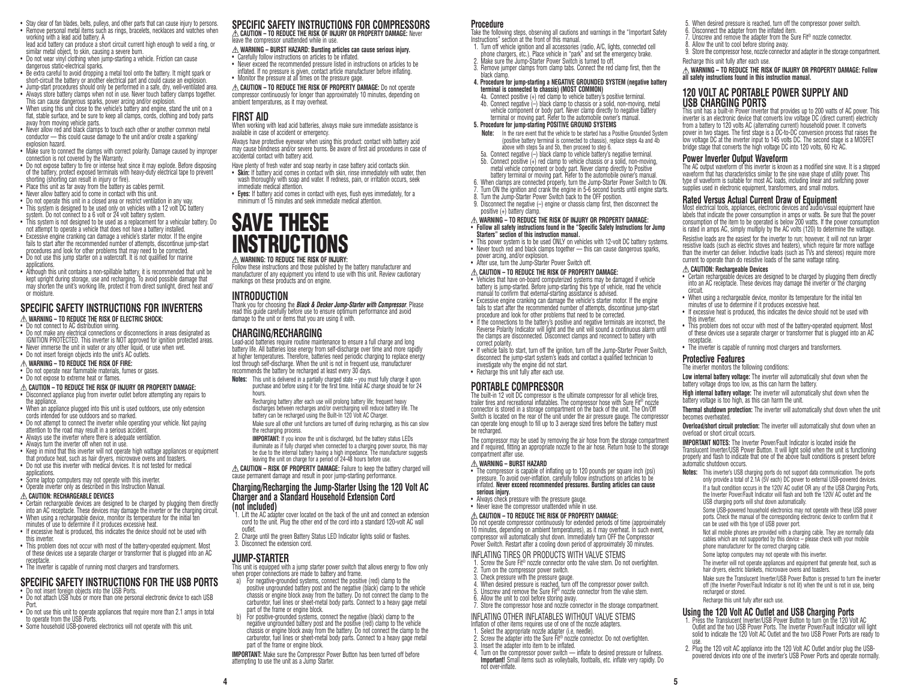- Stay clear of fan blades, belts, pulleys, and other parts that can cause injury to persons.
- Remove personal metal items such as rings, bracelets, necklaces and watches when working with a lead acid battery. A lead acid battery can produce a short circuit current high enough to weld a ring, or similar metal object, to skin, causing a severe burn.
- Do not wear vinyl clothing when jump-starting a vehicle. Friction can cause dangerous static-electrical sparks.
- Be extra careful to avoid dropping a metal tool onto the battery. It might spark or short-circuit the battery or another electrical part and could cause an explosion.
- Jump-start procedures should only be performed in a safe, dry, well-ventilated area.
- Always store battery clamps when not in use. Never touch battery clamps together. This can cause dangerous sparks, power arcing and/or explosion.
- When using this unit close to the vehicle's battery and engine, stand the unit on a flat, stable surface, and be sure to keep all clamps, cords, clothing and body parts away from moving vehicle parts.
- Never allow red and black clamps to touch each other or another common metal conductor — this could cause damage to the unit and/or create a sparking/explosion hazard.
- Make sure to connect the clamps with correct polarity. Damage caused by improper connection is not covered by the Warranty.
- Do not expose battery to fire or intense heat since it may explode. Before disposing of the battery, protect exposed terminals with heavy-duty electrical tape to prevent shorting (shorting can result in injury or fire).
- Place this unit as far away from the battery as cables permit.
- Never allow battery acid to come in contact with this unit.
- Do not operate this unit in a closed area or restrict ventilation in any way.
- This system is designed to be used only on vehicles with a 12 volt DC battery system. Do not connect to a 6 volt or 24 volt battery system.
- This system is not designed to be used as a replacement for a vehicular battery. Do not attempt to operate a vehicle that does not have a battery installed.
- Excessive engine cranking can damage a vehicle's starter motor. If the engine fails to start after the recommended number of attempts, discontinue jump-start procedures and look for other problems that may need to be corrected.
- Do not use this jump starter on a watercraft. It is not qualified for marine applications.
- Although this unit contains a non-spillable battery, it is recommended that unit be kept upright during storage, use and recharging. To avoid possible damage that may shorten the unit's working life, protect it from direct sunlight, direct heat and/or moisture.

## SPECIFIC SAFETY INSTRUCTIONS FOR INVERTERS

⚠ **WARNING – TO REDUCE THE RISK OF ELECTRIC SHOCK:**
- Do not connect to AC distribution wiring.
- Do not make any electrical connections or disconnections in areas designated as IGNITION PROTECTED. This inverter is NOT approved for ignition protected areas.
- Never immerse the unit in water or any other liquid, or use when wet.
- Do not insert foreign objects into the unit's AC outlets.

⚠ **WARNING – TO REDUCE THE RISK OF FIRE:**
- Do not operate near flammable materials, fumes or gases.
- Do not expose to extreme heat or flames.

⚠ **CAUTION – TO REDUCE THE RISK OF INJURY OR PROPERTY DAMAGE:**
- Disconnect appliance plug from inverter outlet before attempting any repairs to the appliance.
- When an appliance plugged into this unit is used outdoors, use only extension cords intended for use outdoors and so marked.
- Do not attempt to connect the inverter while operating your vehicle. Not paying attention to the road may result in a serious accident.
- Always use the inverter where there is adequate ventilation.
- Always turn the inverter off when not in use.
- Keep in mind that this inverter will not operate high wattage appliances or equipment that produce heat, such as hair dryers, microwave ovens and toasters.
- Do not use this inverter with medical devices. It is not tested for medical applications.
- Some laptop computers may not operate with this inverter.
- Operate inverter only as described in this Instruction Manual.

⚠ **CAUTION: RECHARGEABLE DEVICES**
- Certain rechargeable devices are designed to be charged by plugging them directly into an AC receptacle. These devices may damage the inverter or the charging circuit.
- When using a rechargeable device, monitor its temperature for the initial ten minutes of use to determine if it produces excessive heat.
- If excessive heat is produced, this indicates the device should not be used with this inverter.
- This problem does not occur with most of the battery-operated equipment. Most of these devices use a separate charger or transformer that is plugged into an AC receptacle.
- The inverter is capable of running most chargers and transformers.

## SPECIFIC SAFETY INSTRUCTIONS FOR THE USB PORTS

- Do not insert foreign objects into the USB Ports.
- Do not attach USB hubs or more than one personal electronic device to each USB Port.
- Do not use this unit to operate appliances that require more than 2.1 amps in total to operate from the USB Ports.
- Some household USB-powered electronics will not operate with this unit.

## SPECIFIC SAFETY INSTRUCTIONS FOR COMPRESSORS

⚠ **CAUTION – TO REDUCE THE RISK OF INJURY OR PROPERTY DAMAGE:** Never leave the compressor unattended while in use.

⚠ **WARNING – BURST HAZARD: Bursting articles can cause serious injury.**
- Carefully follow instructions on articles to be inflated.
- Never exceed the recommended pressure listed in instructions on articles to be inflated. If no pressure is given, contact article manufacturer before inflating.
- Monitor the pressure at all times on the pressure gage.

⚠ **CAUTION – TO REDUCE THE RISK OF PROPERTY DAMAGE:** Do not operate compressor continuously for longer than approximately 10 minutes, depending on ambient temperatures, as it may overheat.

## FIRST AID

When working with lead acid batteries, always make sure immediate assistance is available in case of accident or emergency.

Always have protective eyewear when using this product: contact with battery acid may cause blindness and/or severe burns. Be aware of first aid procedures in case of accidental contact with battery acid.

Have plenty of fresh water and soap nearby in case battery acid contacts skin.
- **Skin:** If battery acid comes in contact with skin, rinse immediately with water, then wash thoroughly with soap and water. If redness, pain, or irritation occurs, seek immediate medical attention.
- **Eyes:** If battery acid comes in contact with eyes, flush eyes immediately, for a minimum of 15 minutes and seek immediate medical attention.

# SAVE THESE INSTRUCTIONS

⚠ **WARNING: TO REDUCE THE RISK OF INJURY:**
Follow these instructions and those published by the battery manufacturer and manufacturer of any equipment you intend to use with this unit. Review cautionary markings on these products and on engine.

## INTRODUCTION

Thank you for choosing the ***Black & Decker Jump-Starter with Compressor***. Please read this guide carefully before use to ensure optimum performance and avoid damage to the unit or items that you are using it with.

## CHARGING/RECHARGING

Lead-acid batteries require routine maintenance to ensure a full charge and long battery life. All batteries lose energy from self-discharge over time and more rapidly at higher temperatures. Therefore, batteries need periodic charging to replace energy lost through self-discharge. When the unit is not in frequent use, manufacturer recommends the battery be recharged at least every 30 days.

**Notes:** This unit is delivered in a partially charged state – you must fully charge it upon purchase and before using it for the first time. Initial AC charge should be for 24 hours.

Recharging battery after each use will prolong battery life; frequent heavy discharges between recharges and/or overcharging will reduce battery life. The battery can be recharged using the Built-In 120 Volt AC Charger.

Make sure all other unit functions are turned off during recharging, as this can slow the recharging process.

**IMPORTANT:** If you know the unit is discharged, but the battery status LEDs illuminate as if fully charged when connected to a charging power source, this may be due to the internal battery having a high impedance. The manufacturer suggests leaving the unit on charge for a period of 24-48 hours before use.

⚠ **CAUTION – RISK OF PROPERTY DAMAGE:** Failure to keep the battery charged will cause permanent damage and result in poor jump-starting performance.

### Charging/Recharging the Jump-Starter Using the 120 Volt AC Charger and a Standard Household Extension Cord (not included)

1. Lift the AC adapter cover located on the back of the unit and connect an extension cord to the unit. Plug the other end of the cord into a standard 120-volt AC wall outlet.
2. Charge until the green Battery Status LED Indicator lights solid or flashes.
3. Disconnect the extension cord.

## JUMP-STARTER

This unit is equipped with a jump starter power switch that allows energy to flow only when proper connections are made to battery and frame.

a) For negative-grounded systems, connect the positive (red) clamp to the positive ungrounded battery post and the negative (black) clamp to the vehicle chassis or engine block away from the battery. Do not connect the clamp to the carburetor, fuel lines or sheet-metal body parts. Connect to a heavy gage metal part of the frame or engine block.

b) For positive-grounded systems, connect the negative (black) clamp to the negative ungrounded battery post and the positive (red) clamp to the vehicle chassis or engine block away from the battery. Do not connect the clamp to the carburetor, fuel lines or sheet-metal body parts. Connect to a heavy gage metal part of the frame or engine block.

**IMPORTANT:** Make sure the Compressor Power Button has been turned off before attempting to use the unit as a Jump Starter.

### Procedure

Take the following steps, observing all cautions and warnings in the "Important Safety Instructions" section at the front of this manual.

1. Turn off vehicle ignition and all accessories (radio, A/C, lights, connected cell phone chargers, etc.). Place vehicle in "park" and set the emergency brake.
2. Make sure the Jump-Starter Power Switch is turned to off.
3. Remove jumper clamps from clamp tabs. Connect the red clamp first, then the black clamp.
4. **Procedure for jump-starting a NEGATIVE GROUNDED SYSTEM (negative battery terminal is connected to chassis) (MOST COMMON)**
   4a. Connect positive (+) red clamp to vehicle battery's positive terminal.
   4b. Connect negative (–) black clamp to chassis or a solid, non-moving, metal vehicle component or body part. Never clamp directly to negative battery terminal or moving part. Refer to the automobile owner's manual.
5. **Procedure for jump-starting POSITIVE GROUND SYSTEMS**
   **Note:** In the rare event that the vehicle to be started has a Positive Grounded System (positive battery terminal is connected to chassis), replace steps 4a and 4b above with steps 5a and 5b, then proceed to step 6.
   5a. Connect negative (–) black clamp to vehicle battery's negative terminal.
   5b. Connect positive (+) red clamp to vehicle chassis or a solid, non-moving, metal vehicle component or body part. Never clamp directly to Positive battery terminal or moving part. Refer to the automobile owner's manual.
6. When clamps are connected properly, turn the Jump-Starter Power Switch to ON.
7. Turn ON the ignition and crank the engine in 5-6 second bursts until engine starts.
8. Turn the Jump-Starter Power Switch back to the OFF position.
9. Disconnect the negative (–) engine or chassis clamp first, then disconnect the positive (+) battery clamp.

⚠ **WARNING – TO REDUCE THE RISK OF INJURY OR PROPERTY DAMAGE:**
- **Follow all safety instructions found in the "Specific Safety Instructions for Jump Starters" section of this instruction manual.**
- This power system is to be used ONLY on vehicles with 12-volt DC battery systems.
- Never touch red and black clamps together — this can cause dangerous sparks, power arcing and/or explosion.
- After use, turn the Jump-Starter Power Switch off.

⚠ **CAUTION – TO REDUCE THE RISK OF PROPERTY DAMAGE:**
- Vehicles that have on-board computerized systems may be damaged if vehicle battery is jump-started. Before jump-starting this type of vehicle, read the vehicle manual to confirm that external-starting assistance is advised.
- Excessive engine cranking can damage the vehicle's starter motor. If the engine fails to start after the recommended number of attempts, discontinue jump-start procedure and look for other problems that need to be corrected.
- If the connections to the battery's positive and negative terminals are incorrect, the Reverse Polarity Indicator will light and the unit will sound a continuous alarm until the clamps are disconnected. Disconnect clamps and reconnect to battery with correct polarity.
- If vehicle fails to start, turn off the ignition, turn off the Jump-Starter Power Switch, disconnect the jump-start system's leads and contact a qualified technician to investigate why the engine did not start.
- Recharge this unit fully after each use.

## PORTABLE COMPRESSOR

The built-in 12 volt DC compressor is the ultimate compressor for all vehicle tires, trailer tires and recreational inflatables. The compressor hose with Sure Fit® nozzle connector is stored in a storage compartment on the back of the unit. The On/Off Switch is located on the rear of the unit under the air pressure gauge. The compressor can operate long enough to fill up to 3 average sized tires before the battery must be recharged.

The compressor may be used by removing the air hose from the storage compartment and if required, fitting an appropriate nozzle to the air hose. Return hose to the storage compartment after use.

⚠ **WARNING – BURST HAZARD**
- The compressor is capable of inflating up to 120 pounds per square inch (psi) pressure. To avoid over-inflation, carefully follow instructions on articles to be inflated. **Never exceed recommended pressures. Bursting articles can cause serious injury.**
- Always check pressure with the pressure gauge.
- Never leave the compressor unattended while in use.

⚠ **CAUTION – TO REDUCE THE RISK OF PROPERTY DAMAGE:**
Do not operate compressor continuously for extended periods of time (approximately 10 minutes, depending on ambient temperatures), as it may overheat. In such event, compressor will automatically shut down. Immediately turn OFF the Compressor Power Switch. Restart after a cooling down period of approximately 30 minutes.

### INFLATING TIRES OR PRODUCTS WITH VALVE STEMS

1. Screw the Sure Fit® nozzle connector onto the valve stem. Do not overtighten.
2. Turn on the compressor power switch.
3. Check pressure with the pressure gauge.
4. When desired pressure is reached, turn off the compressor power switch.
5. Unscrew and remove the Sure Fit® nozzle connector from the valve stem.
6. Allow the unit to cool before storing away.
7. Store the compressor hose and nozzle connector in the storage compartment.

### INFLATING OTHER INFLATABLES WITHOUT VALVE STEMS

Inflation of other items requires use of one of the nozzle adapters.
1. Select the appropriate nozzle adapter (i.e, needle).
2. Screw the adapter into the Sure Fit® nozzle connector. Do not overtighten.
3. Insert the adapter into item to be inflated.
4. Turn on the compressor power switch — inflate to desired pressure or fullness. **Important!** Small items such as volleyballs, footballs, etc. inflate very rapidly. Do not over-inflate.
5. When desired pressure is reached, turn off the compressor power switch.
6. Disconnect the adapter from the inflated item.
7. Unscrew and remove the adapter from the Sure Fit® nozzle connector.
8. Allow the unit to cool before storing away.
9. Store the compressor hose, nozzle connector and adapter in the storage compartment.

Recharge this unit fully after each use.

⚠ **WARNING – TO REDUCE THE RISK OF INJURY OR PROPERTY DAMAGE: Follow all safety instructions found in this instruction manual.**

## 120 VOLT AC PORTABLE POWER SUPPLY AND USB CHARGING PORTS

This unit has a built-in Power Inverter that provides up to 200 watts of AC power. This inverter is an electronic device that converts low voltage DC (direct current) electricity from a battery to 120 volts AC (alternating current) household power. It converts power in two stages. The first stage is a DC-to-DC conversion process that raises the low voltage DC at the inverter input to 145 volts DC. The second stage is a MOSFET bridge stage that converts the high voltage DC into 120 volts, 60 Hz AC.

### Power Inverter Output Waveform

The AC output waveform of this inverter is known as a modified sine wave. It is a stepped waveform that has characteristics similar to the sine wave shape of utility power. This type of waveform is suitable for most AC loads, including linear and switching power supplies used in electronic equipment, transformers, and small motors.

### Rated Versus Actual Current Draw of Equipment

Most electrical tools, appliances, electronic devices and audio/visual equipment have labels that indicate the power consumption in amps or watts. Be sure that the power consumption of the item to be operated is below 200 watts. If the power consumption is rated in amps AC, simply multiply by the AC volts (120) to determine the wattage.

Resistive loads are the easiest for the inverter to run; however, it will not run larger resistive loads (such as electric stoves and heaters), which require far more wattage than the inverter can deliver. Inductive loads (such as TVs and stereos) require more current to operate than do resistive loads of the same wattage rating.

⚠ **CAUTION: Rechargeable Devices**
- Certain rechargeable devices are designed to be charged by plugging them directly into an AC receptacle. These devices may damage the inverter or the charging circuit.
- When using a rechargeable device, monitor its temperature for the initial ten minutes of use to determine if it produces excessive heat.
- If excessive heat is produced, this indicates the device should not be used with this inverter.
- This problem does not occur with most of the battery-operated equipment. Most of these devices use a separate charger or transformer that is plugged into an AC receptacle.
- The inverter is capable of running most chargers and transformers.

### Protective Features

The inverter monitors the following conditions:

**Low internal battery voltage:** The inverter will automatically shut down when the battery voltage drops too low, as this can harm the battery.

**High internal battery voltage:** The inverter will automatically shut down when the battery voltage is too high, as this can harm the unit.

**Thermal shutdown protection:** The inverter will automatically shut down when the unit becomes overheated.

**Overload/short circuit protection:** The inverter will automatically shut down when an overload or short circuit occurs.

**IMPORTANT NOTES:** The Inverter Power/Fault Indicator is located inside the Translucent Inverter/USB Power Button. It will light solid when the unit is functioning properly and flash to indicate that one of the above fault conditions is present before automatic shutdown occurs.

**Notes:** This inverter's USB charging ports do not support data communication. The ports only provide a total of 2.1A (5V each) DC power to external USB-powered devices.

If a fault condition occurs in the 120V AC outlet OR any of the USB Charging Ports, the Inverter Power/Fault Indicator will flash and both the 120V AC outlet and the USB charging ports will shut down automatically.

Some USB-powered household electronics may not operate with these USB power ports. Check the manual of the corresponding electronic device to confirm that it can be used with this type of USB power port.

Not all mobile phones are provided with a charging cable. They are normally data cables which are not supported by this device – please check with your mobile phone manufacturer for the correct charging cable.

Some laptop computers may not operate with this inverter.

The inverter will not operate appliances and equipment that generate heat, such as hair dryers, electric blankets, microwave ovens and toasters.

Make sure the Translucent Inverter/USB Power Button is pressed to turn the inverter off (the Inverter Power/Fault Indicator is not lit) when the unit is not in use, being recharged or stored.

Recharge this unit fully after each use.

### Using the 120 Volt AC Outlet and USB Charging Ports

1. Press the Translucent Inverter/USB Power Button to turn on the 120 Volt AC Outlet and the two USB Power Ports. The Inverter Power/Fault Indicator will light solid to indicate the 120 Volt AC Outlet and the two USB Power Ports are ready to use.
2. Plug the 120 volt AC appliance into the 120 Volt AC Outlet and/or plug the USB-powered devices into one of the inverter's USB Power Ports and operate normally.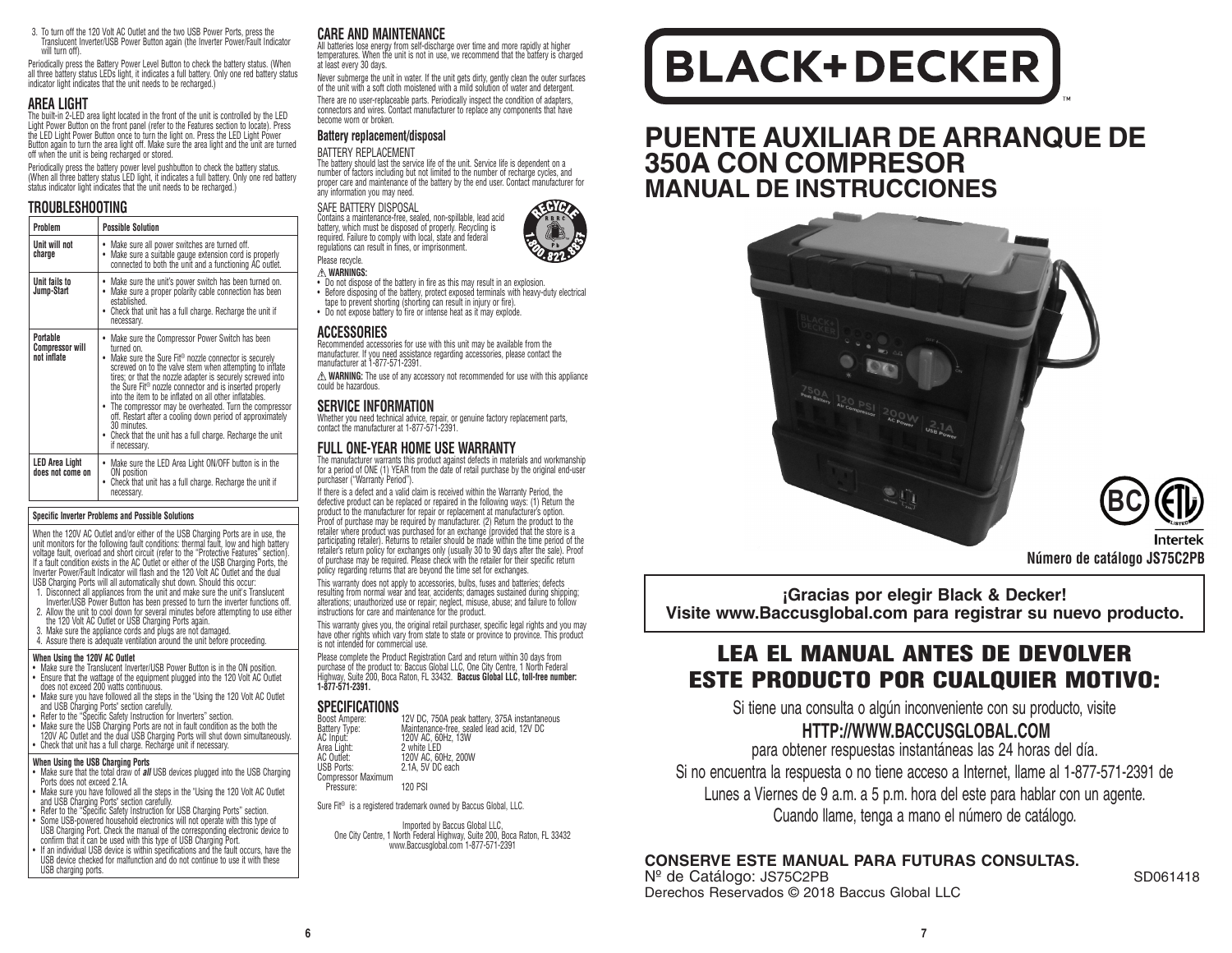3. To turn off the 120 Volt AC Outlet and the two USB Power Ports, press the Translucent Inverter/USB Power Button again (the Inverter Power/Fault Indicator will turn off).

Periodically press the Battery Power Level Button to check the battery status. (When all three battery status LEDs light, it indicates a full battery. Only one red battery status indicator light indicates that the unit needs to be recharged.)

## AREA LIGHT

The built-in 2-LED area light located in the front of the unit is controlled by the LED Light Power Button on the front panel (refer to the Features section to locate). Press the LED Light Power Button once to turn the light on. Press the LED Light Power Button again to turn the area light off. Make sure the area light and the unit are turned off when the unit is being recharged or stored.

Periodically press the battery power level pushbutton to check the battery status. (When all three battery status LED light, it indicates a full battery. Only one red battery status indicator light indicates that the unit needs to be recharged.)

## TROUBLESHOOTING

| Problem | Possible Solution |
|---|---|
| **Unit will not charge** | • Make sure all power switches are turned off.<br>• Make sure a suitable gauge extension cord is properly connected to both the unit and a functioning AC outlet. |
| **Unit fails to Jump-Start** | • Make sure the unit's power switch has been turned on.<br>• Make sure a proper polarity cable connection has been established.<br>• Check that unit has a full charge. Recharge the unit if necessary. |
| **Portable Compressor will not inflate** | • Make sure the Compressor Power Switch has been turned on.<br>• Make sure the Sure Fit® nozzle connector is securely screwed on to the valve stem when attempting to inflate tires; or that the nozzle adapter is securely screwed into the Sure Fit® nozzle connector and is inserted properly into the item to be inflated on all other inflatables.<br>• The compressor may be overheated. Turn the compressor off. Restart after a cooling down period of approximately 30 minutes.<br>• Check that the unit has a full charge. Recharge the unit if necessary. |
| **LED Area Light does not come on** | • Make sure the LED Area Light ON/OFF button is in the ON position<br>• Check that unit has a full charge. Recharge the unit if necessary. |

**Specific Inverter Problems and Possible Solutions**

When the 120V AC Outlet and/or either of the USB Charging Ports are in use, the unit monitors for the following fault conditions: thermal fault, low and high battery voltage fault, overload and short circuit (refer to the "Protective Features" section). If a fault condition exists in the AC Outlet or either of the USB Charging Ports, the Inverter Power/Fault Indicator will flash and the 120 Volt AC Outlet and the dual USB Charging Ports will all automatically shut down. Should this occur:

1. Disconnect all appliances from the unit and make sure the unit's Translucent Inverter/USB Power Button has been pressed to turn the inverter functions off.
2. Allow the unit to cool down for several minutes before attempting to use either the 120 Volt AC Outlet or USB Charging Ports again.
3. Make sure the appliance cords and plugs are not damaged.
4. Assure there is adequate ventilation around the unit before proceeding.

**When Using the 120V AC Outlet**

- Make sure the Translucent Inverter/USB Power Button is in the ON position.
- Ensure that the wattage of the equipment plugged into the 120 Volt AC Outlet does not exceed 200 watts continuous.
- Make sure you have followed all the steps in the "Using the 120 Volt AC Outlet and USB Charging Ports" section carefully.
- Refer to the "Specific Safety Instruction for Inverters" section.
- Make sure the USB Charging Ports are not in fault condition as the both the 120V AC Outlet and the dual USB Charging Ports will shut down simultaneously.
- Check that unit has a full charge. Recharge unit if necessary.

**When Using the USB Charging Ports**

- Make sure that the total draw of ***all*** USB devices plugged into the USB Charging Ports does not exceed 2.1A.
- Make sure you have followed all the steps in the "Using the 120 Volt AC Outlet and USB Charging Ports" section carefully.
- Refer to the "Specific Safety Instruction for USB Charging Ports" section.
- Some USB-powered household electronics will not operate with this type of USB Charging Port. Check the manual of the corresponding electronic device to confirm that it can be used with this type of USB Charging Port.
- If an individual USB device is within specifications and the fault occurs, have the USB device checked for malfunction and do not continue to use it with these USB charging ports.

## CARE AND MAINTENANCE

All batteries lose energy from self-discharge over time and more rapidly at higher temperatures. When the unit is not in use, we recommend that the battery is charged at least every 30 days.

Never submerge the unit in water. If the unit gets dirty, gently clean the outer surfaces of the unit with a soft cloth moistened with a mild solution of water and detergent.

There are no user-replaceable parts. Periodically inspect the condition of adapters, connectors and wires. Contact manufacturer to replace any components that have become worn or broken.

### Battery replacement/disposal

BATTERY REPLACEMENT

The battery should last the service life of the unit. Service life is dependent on a number of factors including but not limited to the number of recharge cycles, and proper care and maintenance of the battery by the end user. Contact manufacturer for any information you may need.

SAFE BATTERY DISPOSAL

Contains a maintenance-free, sealed, non-spillable, lead acid battery, which must be disposed of properly. Recycling is required. Failure to comply with local, state and federal regulations can result in fines, or imprisonment.

Please recycle.

RECYCLE 1.800.822.8837 RBRC Pb

⚠ **WARNINGS:**

- Do not dispose of the battery in fire as this may result in an explosion.
- Before disposing of the battery, protect exposed terminals with heavy-duty electrical tape to prevent shorting (shorting can result in injury or fire).
- Do not expose battery to fire or intense heat as it may explode.

## ACCESSORIES

Recommended accessories for use with this unit may be available from the manufacturer. If you need assistance regarding accessories, please contact the manufacturer at 1-877-571-2391.

⚠ **WARNING:** The use of any accessory not recommended for use with this appliance could be hazardous.

## SERVICE INFORMATION

Whether you need technical advice, repair, or genuine factory replacement parts, contact the manufacturer at 1-877-571-2391.

## FULL ONE-YEAR HOME USE WARRANTY

The manufacturer warrants this product against defects in materials and workmanship for a period of ONE (1) YEAR from the date of retail purchase by the original end-user purchaser ("Warranty Period").

If there is a defect and a valid claim is received within the Warranty Period, the defective product can be replaced or repaired in the following ways: (1) Return the product to the manufacturer for repair or replacement at manufacturer's option. Proof of purchase may be required by manufacturer. (2) Return the product to the retailer where product was purchased for an exchange (provided that the store is a participating retailer). Returns to retailer should be made within the time period of the retailer's return policy for exchanges only (usually 30 to 90 days after the sale). Proof of purchase may be required. Please check with the retailer for their specific return policy regarding returns that are beyond the time set for exchanges.

This warranty does not apply to accessories, bulbs, fuses and batteries; defects resulting from normal wear and tear, accidents; damages sustained during shipping; alterations; unauthorized use or repair; neglect, misuse, abuse; and failure to follow instructions for care and maintenance for the product.

This warranty gives you, the original retail purchaser, specific legal rights and you may have other rights which vary from state to state or province to province. This product is not intended for commercial use.

Please complete the Product Registration Card and return within 30 days from purchase of the product to: Baccus Global LLC, One City Centre, 1 North Federal Highway, Suite 200, Boca Raton, FL 33432. **Baccus Global LLC, toll-free number: 1-877-571-2391.**

## SPECIFICATIONS

| | |
|---|---|
| Boost Ampere: | 12V DC, 750A peak battery, 375A instantaneous |
| Battery Type: | Maintenance-free, sealed lead acid, 12V DC |
| AC Input: | 120V AC, 60Hz, 13W |
| Area Light: | 2 white LED |
| AC Outlet: | 120V AC, 60Hz, 200W |
| USB Ports: | 2.1A, 5V DC each |
| Compressor Maximum Pressure: | 120 PSI |

Sure Fit® is a registered trademark owned by Baccus Global, LLC.

Imported by Baccus Global LLC,
One City Centre, 1 North Federal Highway, Suite 200, Boca Raton, FL 33432
www.Baccusglobal.com 1-877-571-2391

BLACK+DECKER™

# PUENTE AUXILIAR DE ARRANQUE DE 350A CON COMPRESOR
# MANUAL DE INSTRUCCIONES

Intertek

**Número de catálogo JS75C2PB**

**¡Gracias por elegir Black & Decker!**
**Visite www.Baccusglobal.com para registrar su nuevo producto.**

## LEA EL MANUAL ANTES DE DEVOLVER ESTE PRODUCTO POR CUALQUIER MOTIVO:

Si tiene una consulta o algún inconveniente con su producto, visite

**HTTP://WWW.BACCUSGLOBAL.COM**

para obtener respuestas instantáneas las 24 horas del día.

Si no encuentra la respuesta o no tiene acceso a Internet, llame al 1-877-571-2391 de Lunes a Viernes de 9 a.m. a 5 p.m. hora del este para hablar con un agente.

Cuando llame, tenga a mano el número de catálogo.

**CONSERVE ESTE MANUAL PARA FUTURAS CONSULTAS.**

Nº de Catálogo: JS75C2PB SD061418

Derechos Reservados © 2018 Baccus Global LLC